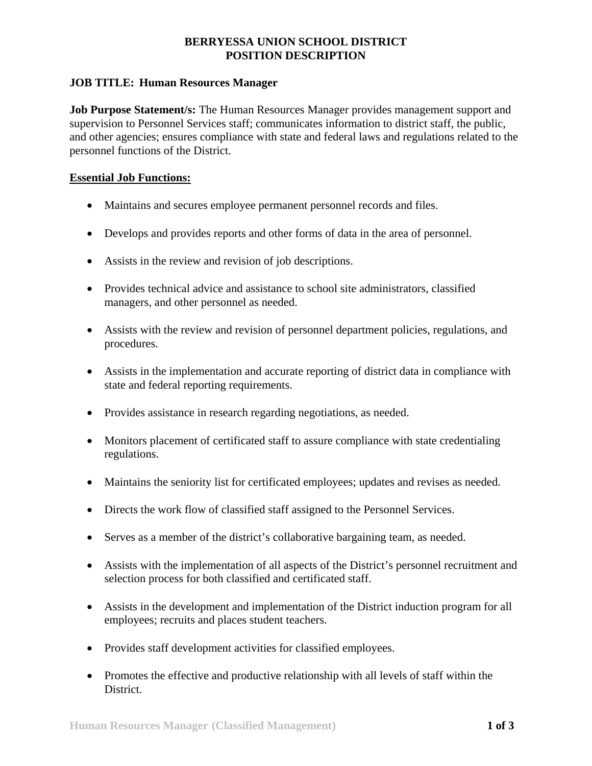# BERRYESSA UNION SCHOOL DISTRICT
# POSITION DESCRIPTION

**JOB TITLE: Human Resources Manager**

**Job Purpose Statement/s:** The Human Resources Manager provides management support and supervision to Personnel Services staff; communicates information to district staff, the public, and other agencies; ensures compliance with state and federal laws and regulations related to the personnel functions of the District.

**Essential Job Functions:**

- Maintains and secures employee permanent personnel records and files.
- Develops and provides reports and other forms of data in the area of personnel.
- Assists in the review and revision of job descriptions.
- Provides technical advice and assistance to school site administrators, classified managers, and other personnel as needed.
- Assists with the review and revision of personnel department policies, regulations, and procedures.
- Assists in the implementation and accurate reporting of district data in compliance with state and federal reporting requirements.
- Provides assistance in research regarding negotiations, as needed.
- Monitors placement of certificated staff to assure compliance with state credentialing regulations.
- Maintains the seniority list for certificated employees; updates and revises as needed.
- Directs the work flow of classified staff assigned to the Personnel Services.
- Serves as a member of the district's collaborative bargaining team, as needed.
- Assists with the implementation of all aspects of the District's personnel recruitment and selection process for both classified and certificated staff.
- Assists in the development and implementation of the District induction program for all employees; recruits and places student teachers.
- Provides staff development activities for classified employees.
- Promotes the effective and productive relationship with all levels of staff within the District.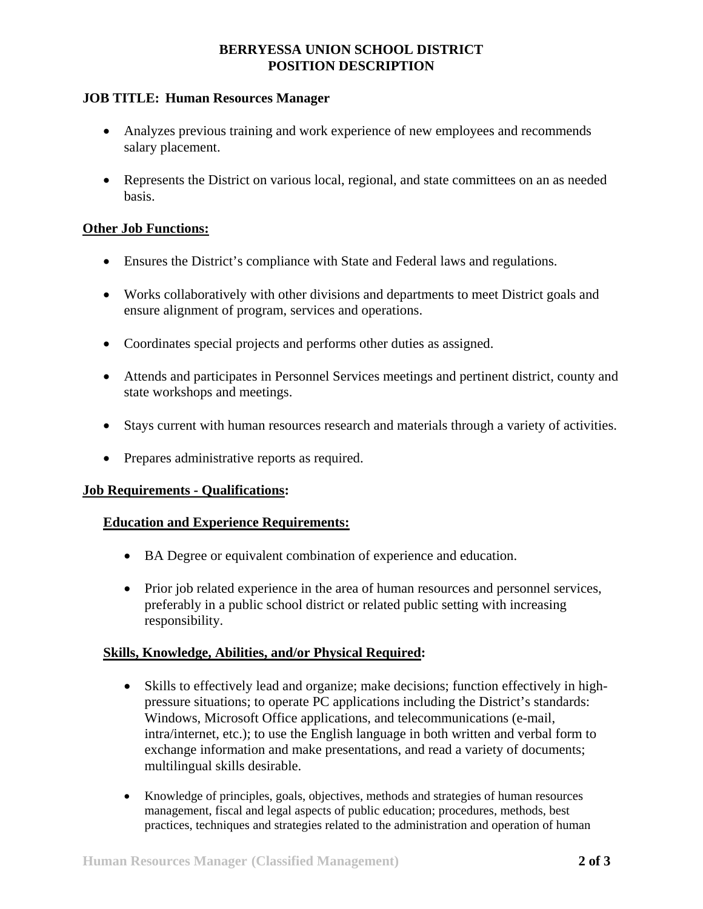**BERRYESSA UNION SCHOOL DISTRICT**
**POSITION DESCRIPTION**

**JOB TITLE: Human Resources Manager**

- Analyzes previous training and work experience of new employees and recommends salary placement.
- Represents the District on various local, regional, and state committees on an as needed basis.

## Other Job Functions:

- Ensures the District's compliance with State and Federal laws and regulations.
- Works collaboratively with other divisions and departments to meet District goals and ensure alignment of program, services and operations.
- Coordinates special projects and performs other duties as assigned.
- Attends and participates in Personnel Services meetings and pertinent district, county and state workshops and meetings.
- Stays current with human resources research and materials through a variety of activities.
- Prepares administrative reports as required.

## Job Requirements - Qualifications:

### Education and Experience Requirements:

- BA Degree or equivalent combination of experience and education.
- Prior job related experience in the area of human resources and personnel services, preferably in a public school district or related public setting with increasing responsibility.

### Skills, Knowledge, Abilities, and/or Physical Required:

- Skills to effectively lead and organize; make decisions; function effectively in high-pressure situations; to operate PC applications including the District's standards: Windows, Microsoft Office applications, and telecommunications (e-mail, intra/internet, etc.); to use the English language in both written and verbal form to exchange information and make presentations, and read a variety of documents; multilingual skills desirable.
- Knowledge of principles, goals, objectives, methods and strategies of human resources management, fiscal and legal aspects of public education; procedures, methods, best practices, techniques and strategies related to the administration and operation of human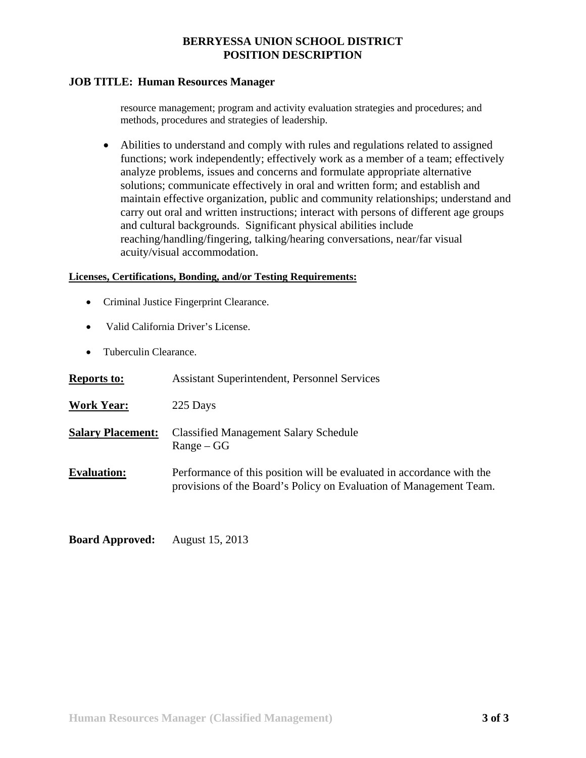**BERRYESSA UNION SCHOOL DISTRICT**
**POSITION DESCRIPTION**

**JOB TITLE: Human Resources Manager**

resource management; program and activity evaluation strategies and procedures; and methods, procedures and strategies of leadership.

- Abilities to understand and comply with rules and regulations related to assigned functions; work independently; effectively work as a member of a team; effectively analyze problems, issues and concerns and formulate appropriate alternative solutions; communicate effectively in oral and written form; and establish and maintain effective organization, public and community relationships; understand and carry out oral and written instructions; interact with persons of different age groups and cultural backgrounds. Significant physical abilities include reaching/handling/fingering, talking/hearing conversations, near/far visual acuity/visual accommodation.

**Licenses, Certifications, Bonding, and/or Testing Requirements:**

- Criminal Justice Fingerprint Clearance.
- Valid California Driver's License.
- Tuberculin Clearance.

**Reports to:** Assistant Superintendent, Personnel Services

**Work Year:** 225 Days

**Salary Placement:** Classified Management Salary Schedule
Range – GG

**Evaluation:** Performance of this position will be evaluated in accordance with the provisions of the Board's Policy on Evaluation of Management Team.

**Board Approved:** August 15, 2013